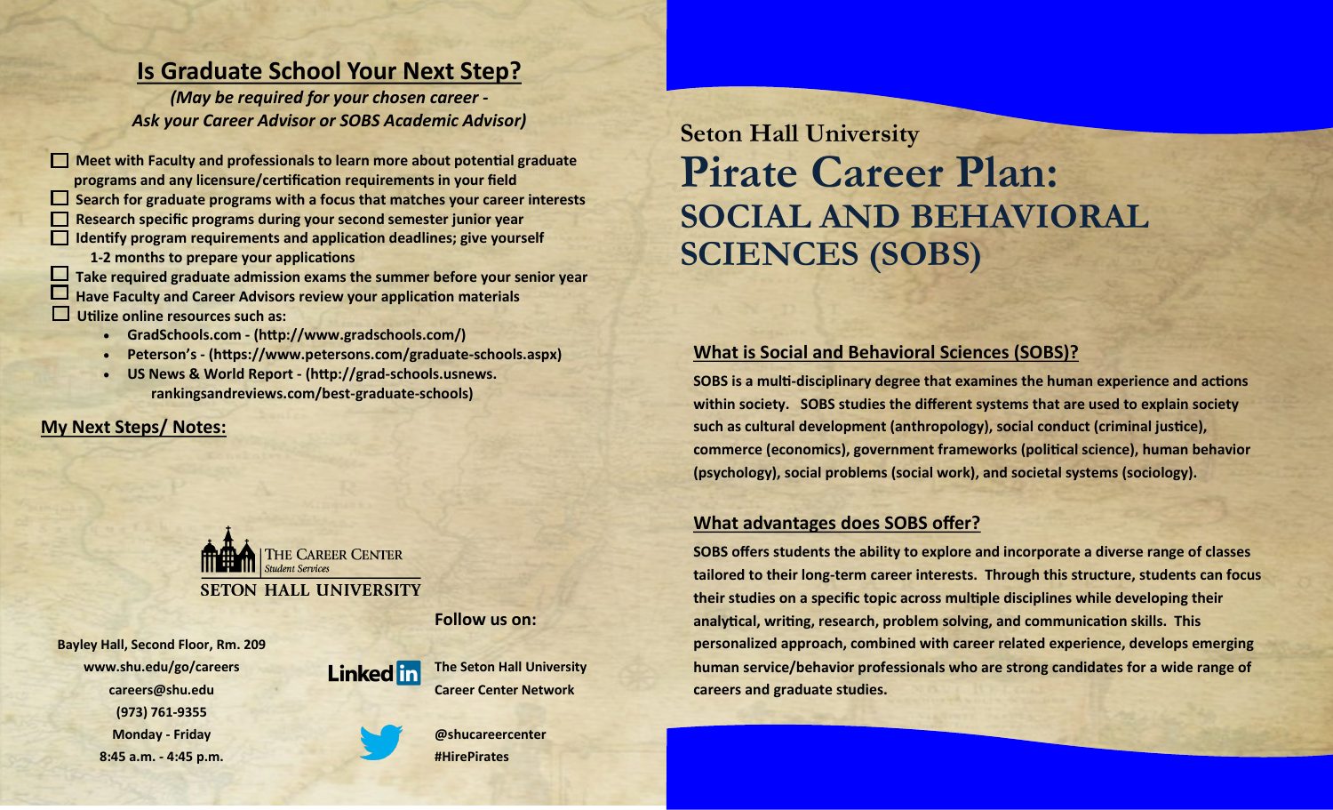## Is Graduate School Your Next Step?

***(May be required for your chosen career - Ask your Career Advisor or SOBS Academic Advisor)***

- [ ] **Meet with Faculty and professionals to learn more about potential graduate programs and any licensure/certification requirements in your field**
- [ ] **Search for graduate programs with a focus that matches your career interests**
- [ ] **Research specific programs during your second semester junior year**
- [ ] **Identify program requirements and application deadlines; give yourself 1-2 months to prepare your applications**
- [ ] **Take required graduate admission exams the summer before your senior year**
- [ ] **Have Faculty and Career Advisors review your application materials**
- [ ] **Utilize online resources such as:**
  - **GradSchools.com - (http://www.gradschools.com/)**
  - **Peterson's - (https://www.petersons.com/graduate-schools.aspx)**
  - **US News & World Report - (http://grad-schools.usnews.rankingsandreviews.com/best-graduate-schools)**

**My Next Steps/ Notes:**

THE CAREER CENTER
*Student Services*
SETON HALL UNIVERSITY

**Bayley Hall, Second Floor, Rm. 209**
**www.shu.edu/go/careers**
**careers@shu.edu**
**(973) 761-9355**
**Monday - Friday**
**8:45 a.m. - 4:45 p.m.**

**Follow us on:**

LinkedIn: **The Seton Hall University Career Center Network**

Twitter: **@shucareercenter**
**#HirePirates**

# Seton Hall University
# Pirate Career Plan: SOCIAL AND BEHAVIORAL SCIENCES (SOBS)

## What is Social and Behavioral Sciences (SOBS)?

**SOBS is a multi-disciplinary degree that examines the human experience and actions within society. SOBS studies the different systems that are used to explain society such as cultural development (anthropology), social conduct (criminal justice), commerce (economics), government frameworks (political science), human behavior (psychology), social problems (social work), and societal systems (sociology).**

## What advantages does SOBS offer?

**SOBS offers students the ability to explore and incorporate a diverse range of classes tailored to their long-term career interests. Through this structure, students can focus their studies on a specific topic across multiple disciplines while developing their analytical, writing, research, problem solving, and communication skills. This personalized approach, combined with career related experience, develops emerging human service/behavior professionals who are strong candidates for a wide range of careers and graduate studies.**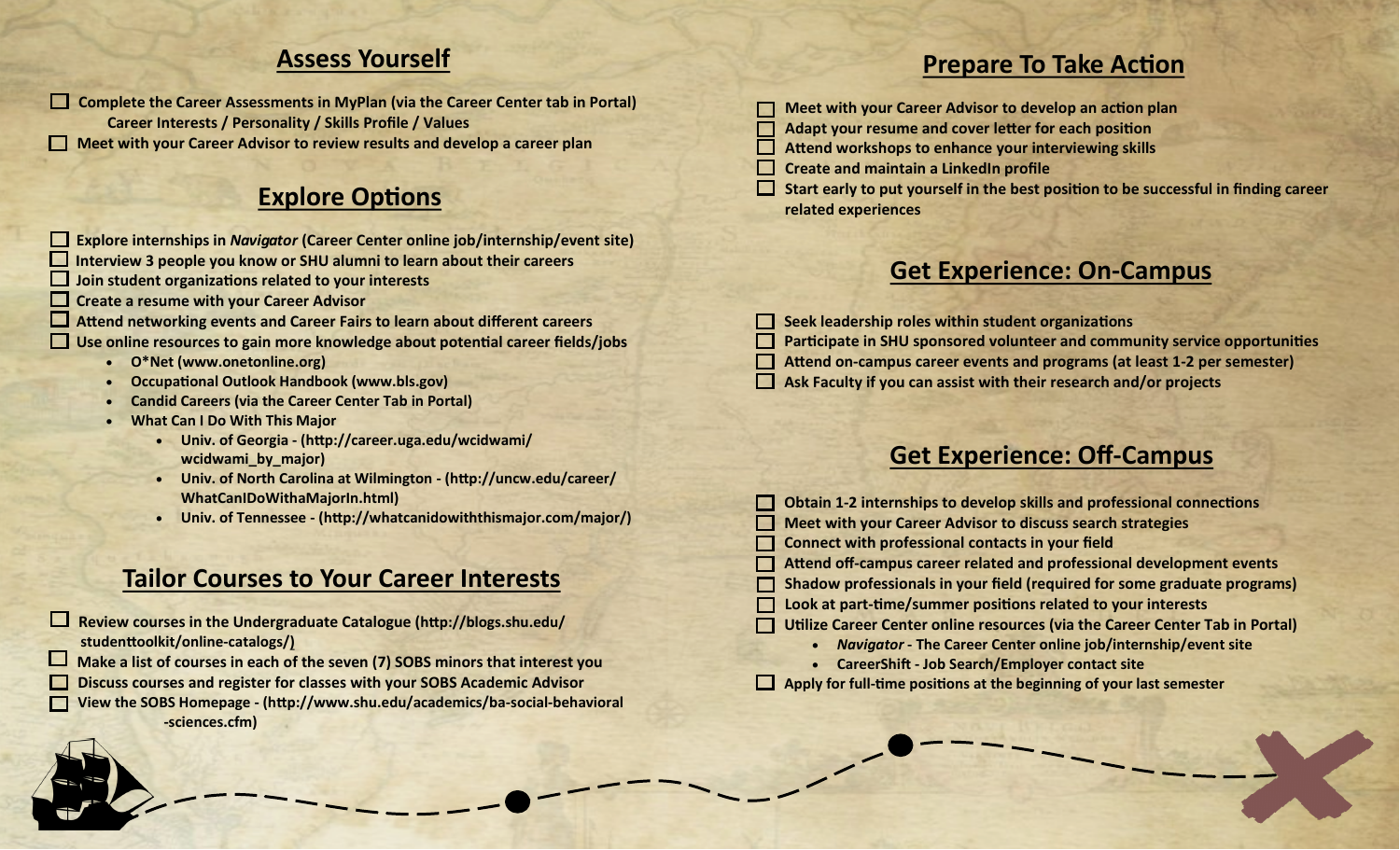## Assess Yourself

- ☐ Complete the Career Assessments in MyPlan (via the Career Center tab in Portal)
  Career Interests / Personality / Skills Profile / Values
- ☐ Meet with your Career Advisor to review results and develop a career plan

## Explore Options

- ☐ Explore internships in *Navigator* (Career Center online job/internship/event site)
- ☐ Interview 3 people you know or SHU alumni to learn about their careers
- ☐ Join student organizations related to your interests
- ☐ Create a resume with your Career Advisor
- ☐ Attend networking events and Career Fairs to learn about different careers
- ☐ Use online resources to gain more knowledge about potential career fields/jobs
  - O*Net (www.onetonline.org)
  - Occupational Outlook Handbook (www.bls.gov)
  - Candid Careers (via the Career Center Tab in Portal)
  - What Can I Do With This Major
    - Univ. of Georgia - (http://career.uga.edu/wcidwami/wcidwami_by_major)
    - Univ. of North Carolina at Wilmington - (http://uncw.edu/career/WhatCanIDoWithaMajorIn.html)
    - Univ. of Tennessee - (http://whatcanidowiththismajor.com/major/)

## Tailor Courses to Your Career Interests

- ☐ Review courses in the Undergraduate Catalogue (http://blogs.shu.edu/studenttoolkit/online-catalogs/)
- ☐ Make a list of courses in each of the seven (7) SOBS minors that interest you
- ☐ Discuss courses and register for classes with your SOBS Academic Advisor
- ☐ View the SOBS Homepage - (http://www.shu.edu/academics/ba-social-behavioral-sciences.cfm)

## Prepare To Take Action

- ☐ Meet with your Career Advisor to develop an action plan
- ☐ Adapt your resume and cover letter for each position
- ☐ Attend workshops to enhance your interviewing skills
- ☐ Create and maintain a LinkedIn profile
- ☐ Start early to put yourself in the best position to be successful in finding career related experiences

## Get Experience: On-Campus

- ☐ Seek leadership roles within student organizations
- ☐ Participate in SHU sponsored volunteer and community service opportunities
- ☐ Attend on-campus career events and programs (at least 1-2 per semester)
- ☐ Ask Faculty if you can assist with their research and/or projects

## Get Experience: Off-Campus

- ☐ Obtain 1-2 internships to develop skills and professional connections
- ☐ Meet with your Career Advisor to discuss search strategies
- ☐ Connect with professional contacts in your field
- ☐ Attend off-campus career related and professional development events
- ☐ Shadow professionals in your field (required for some graduate programs)
- ☐ Look at part-time/summer positions related to your interests
- ☐ Utilize Career Center online resources (via the Career Center Tab in Portal)
  - *Navigator* - The Career Center online job/internship/event site
  - CareerShift - Job Search/Employer contact site
- ☐ Apply for full-time positions at the beginning of your last semester